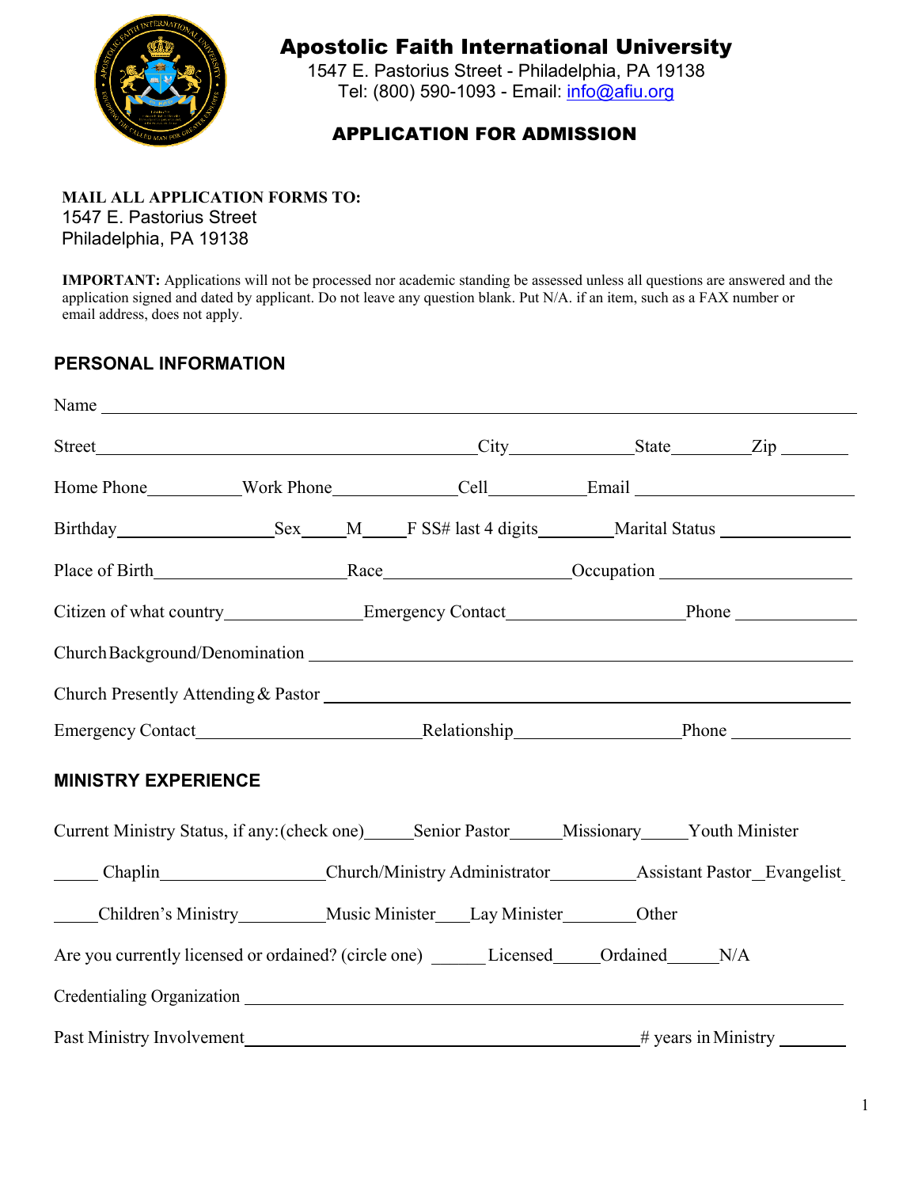# Apostolic Faith International University

1547 E. Pastorius Street - Philadelphia, PA 19138
Tel: (800) 590-1093 - Email: info@afiu.org

## APPLICATION FOR ADMISSION

**MAIL ALL APPLICATION FORMS TO:**
1547 E. Pastorius Street
Philadelphia, PA 19138

**IMPORTANT:** Applications will not be processed nor academic standing be assessed unless all questions are answered and the application signed and dated by applicant. Do not leave any question blank. Put N/A. if an item, such as a FAX number or email address, does not apply.

### PERSONAL INFORMATION

Name ________________________________________________

Street ______________________ City __________ State ________ Zip ________

Home Phone __________ Work Phone ____________ Cell __________ Email ______________________

Birthday ________________ Sex _____ M _____ F SS# last 4 digits ________ Marital Status ______________

Place of Birth ____________________ Race ____________________ Occupation ____________________

Citizen of what country ______________ Emergency Contact __________________ Phone ____________

Church Background/Denomination ________________________________________________

Church Presently Attending & Pastor ________________________________________________

Emergency Contact ______________________ Relationship __________________ Phone ____________

### MINISTRY EXPERIENCE

Current Ministry Status, if any: (check one) _____ Senior Pastor _____ Missionary _____ Youth Minister

_____ Chaplin __________________ Church/Ministry Administrator __________ Assistant Pastor _ Evangelist _

_____ Children's Ministry __________ Music Minister ____ Lay Minister ________ Other

Are you currently licensed or ordained? (circle one) ______ Licensed _____ Ordained _____ N/A

Credentialing Organization ________________________________________________

Past Ministry Involvement ________________________________________ # years in Ministry _______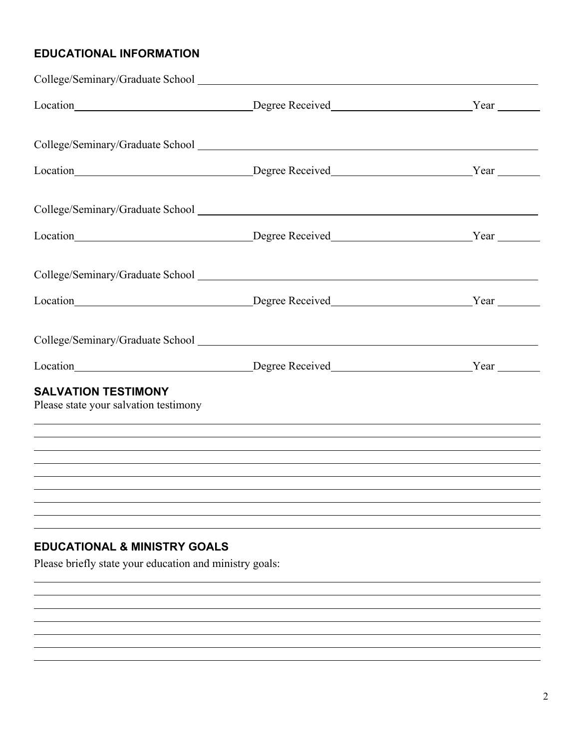## EDUCATIONAL INFORMATION

College/Seminary/Graduate School ____________________________________________

Location______________________ Degree Received__________________ Year ______

College/Seminary/Graduate School ____________________________________________

Location______________________ Degree Received__________________ Year ______

College/Seminary/Graduate School ____________________________________________

Location______________________ Degree Received__________________ Year ______

College/Seminary/Graduate School ____________________________________________

Location______________________ Degree Received__________________ Year ______

College/Seminary/Graduate School ____________________________________________

Location______________________ Degree Received__________________ Year ______

## SALVATION TESTIMONY

Please state your salvation testimony

________________________________________________________________________

________________________________________________________________________

________________________________________________________________________

________________________________________________________________________

________________________________________________________________________

________________________________________________________________________

________________________________________________________________________

________________________________________________________________________

## EDUCATIONAL & MINISTRY GOALS

Please briefly state your education and ministry goals:

________________________________________________________________________

________________________________________________________________________

________________________________________________________________________

________________________________________________________________________

________________________________________________________________________

________________________________________________________________________

________________________________________________________________________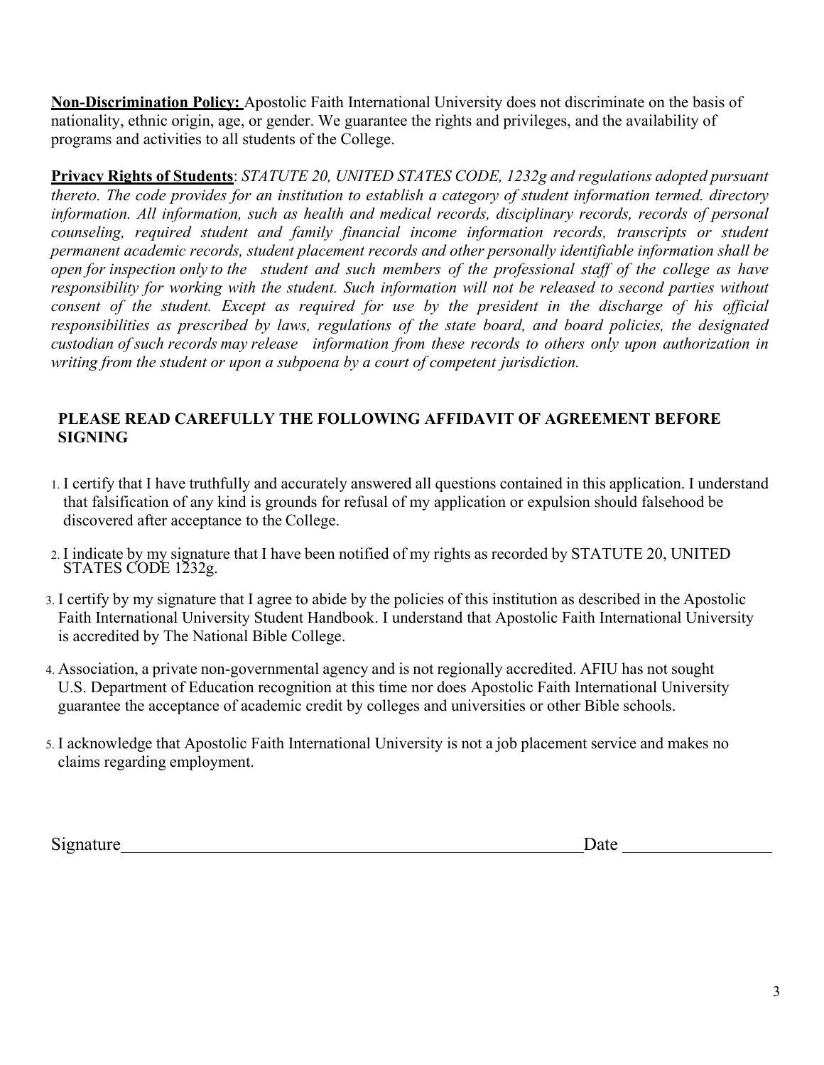**Non-Discrimination Policy:** Apostolic Faith International University does not discriminate on the basis of nationality, ethnic origin, age, or gender. We guarantee the rights and privileges, and the availability of programs and activities to all students of the College.

**Privacy Rights of Students**: *STATUTE 20, UNITED STATES CODE, 1232g and regulations adopted pursuant thereto. The code provides for an institution to establish a category of student information termed. directory information. All information, such as health and medical records, disciplinary records, records of personal counseling, required student and family financial income information records, transcripts or student permanent academic records, student placement records and other personally identifiable information shall be open for inspection only to the student and such members of the professional staff of the college as have responsibility for working with the student. Such information will not be released to second parties without consent of the student. Except as required for use by the president in the discharge of his official responsibilities as prescribed by laws, regulations of the state board, and board policies, the designated custodian of such records may release information from these records to others only upon authorization in writing from the student or upon a subpoena by a court of competent jurisdiction.*

**PLEASE READ CAREFULLY THE FOLLOWING AFFIDAVIT OF AGREEMENT BEFORE SIGNING**

1. I certify that I have truthfully and accurately answered all questions contained in this application. I understand that falsification of any kind is grounds for refusal of my application or expulsion should falsehood be discovered after acceptance to the College.
2. I indicate by my signature that I have been notified of my rights as recorded by STATUTE 20, UNITED STATES CODE 1232g.
3. I certify by my signature that I agree to abide by the policies of this institution as described in the Apostolic Faith International University Student Handbook. I understand that Apostolic Faith International University is accredited by The National Bible College.
4. Association, a private non-governmental agency and is not regionally accredited. AFIU has not sought U.S. Department of Education recognition at this time nor does Apostolic Faith International University guarantee the acceptance of academic credit by colleges and universities or other Bible schools.
5. I acknowledge that Apostolic Faith International University is not a job placement service and makes no claims regarding employment.

Signature_______________________________________________ Date ______________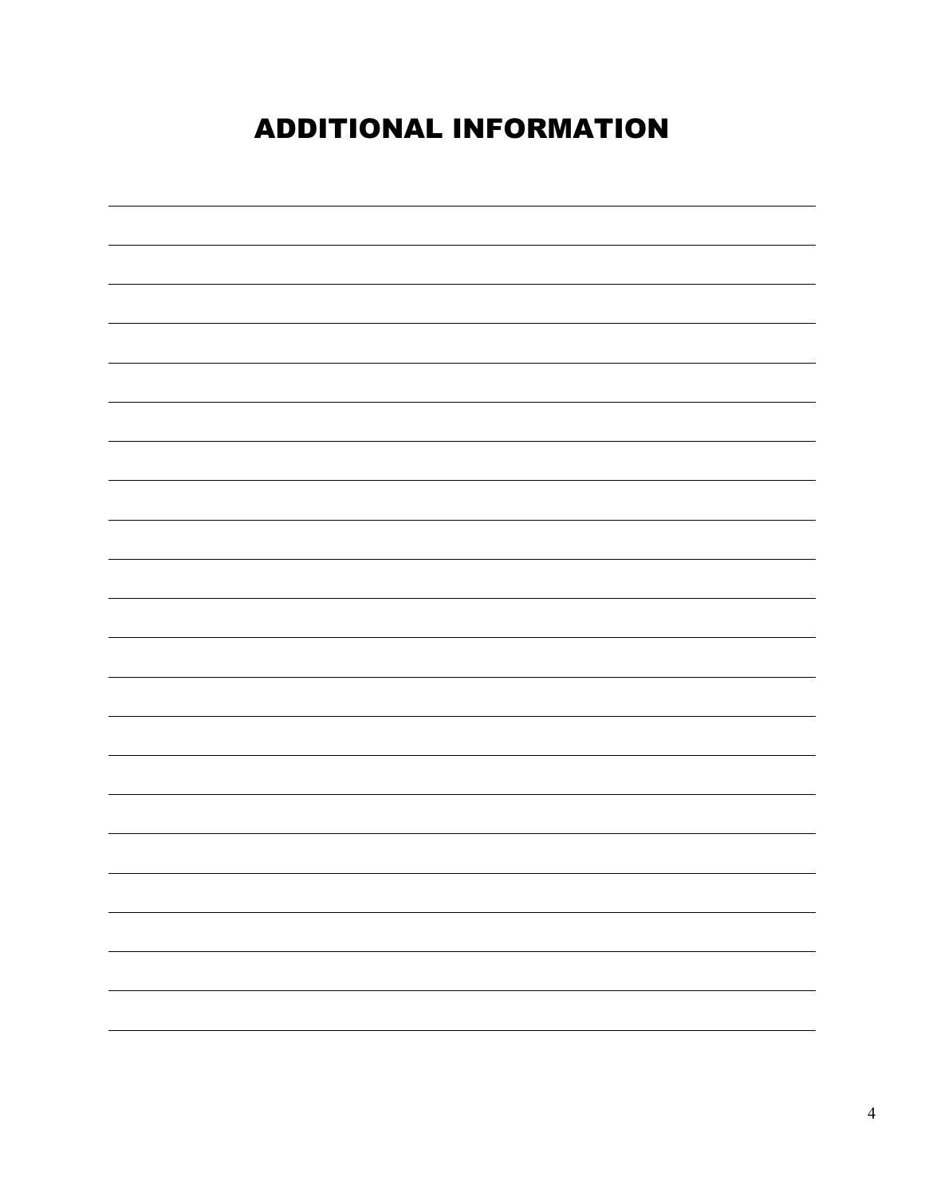# ADDITIONAL INFORMATION

_______________________________________________________________________________

_______________________________________________________________________________

_______________________________________________________________________________

_______________________________________________________________________________

_______________________________________________________________________________

_______________________________________________________________________________

_______________________________________________________________________________

_______________________________________________________________________________

_______________________________________________________________________________

_______________________________________________________________________________

_______________________________________________________________________________

_______________________________________________________________________________

_______________________________________________________________________________

_______________________________________________________________________________

_______________________________________________________________________________

_______________________________________________________________________________

_______________________________________________________________________________

_______________________________________________________________________________

_______________________________________________________________________________

_______________________________________________________________________________

_______________________________________________________________________________

_______________________________________________________________________________